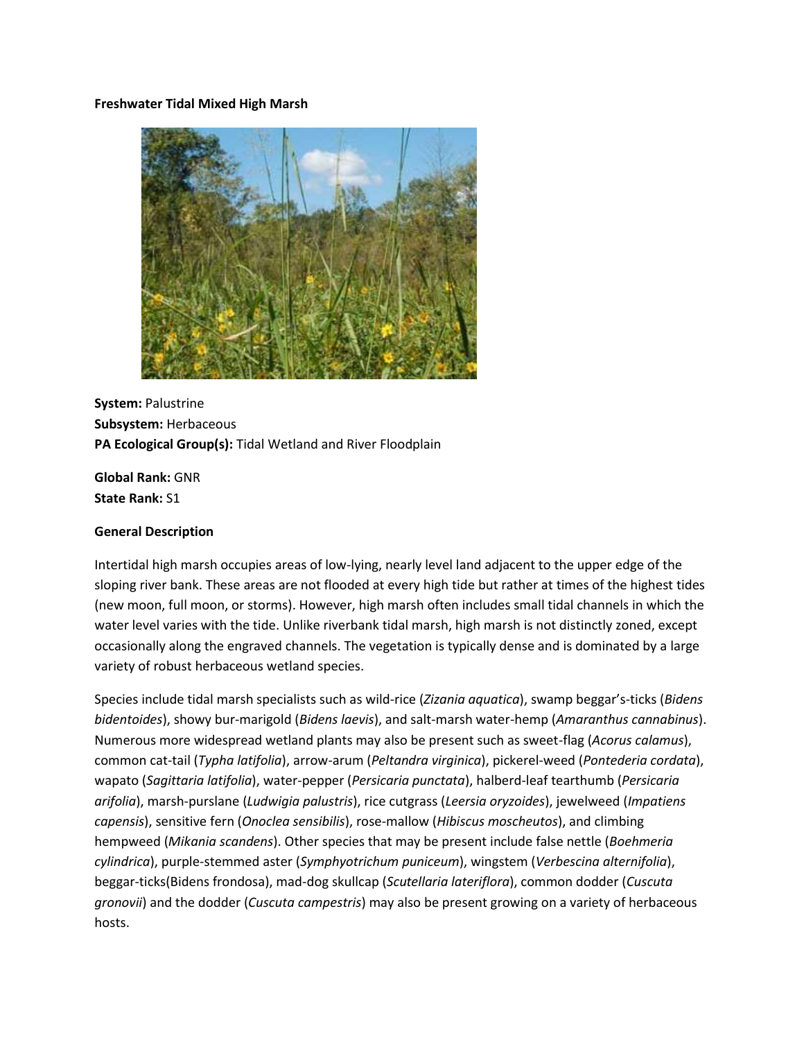# Freshwater Tidal Mixed High Marsh

**System:** Palustrine
**Subsystem:** Herbaceous
**PA Ecological Group(s):** Tidal Wetland and River Floodplain

**Global Rank:** GNR
**State Rank:** S1

## General Description

Intertidal high marsh occupies areas of low-lying, nearly level land adjacent to the upper edge of the sloping river bank. These areas are not flooded at every high tide but rather at times of the highest tides (new moon, full moon, or storms). However, high marsh often includes small tidal channels in which the water level varies with the tide. Unlike riverbank tidal marsh, high marsh is not distinctly zoned, except occasionally along the engraved channels. The vegetation is typically dense and is dominated by a large variety of robust herbaceous wetland species.

Species include tidal marsh specialists such as wild-rice (*Zizania aquatica*), swamp beggar's-ticks (*Bidens bidentoides*), showy bur-marigold (*Bidens laevis*), and salt-marsh water-hemp (*Amaranthus cannabinus*). Numerous more widespread wetland plants may also be present such as sweet-flag (*Acorus calamus*), common cat-tail (*Typha latifolia*), arrow-arum (*Peltandra virginica*), pickerel-weed (*Pontederia cordata*), wapato (*Sagittaria latifolia*), water-pepper (*Persicaria punctata*), halberd-leaf tearthumb (*Persicaria arifolia*), marsh-purslane (*Ludwigia palustris*), rice cutgrass (*Leersia oryzoides*), jewelweed (*Impatiens capensis*), sensitive fern (*Onoclea sensibilis*), rose-mallow (*Hibiscus moscheutos*), and climbing hempweed (*Mikania scandens*). Other species that may be present include false nettle (*Boehmeria cylindrica*), purple-stemmed aster (*Symphyotrichum puniceum*), wingstem (*Verbescina alternifolia*), beggar-ticks(Bidens frondosa), mad-dog skullcap (*Scutellaria lateriflora*), common dodder (*Cuscuta gronovii*) and the dodder (*Cuscuta campestris*) may also be present growing on a variety of herbaceous hosts.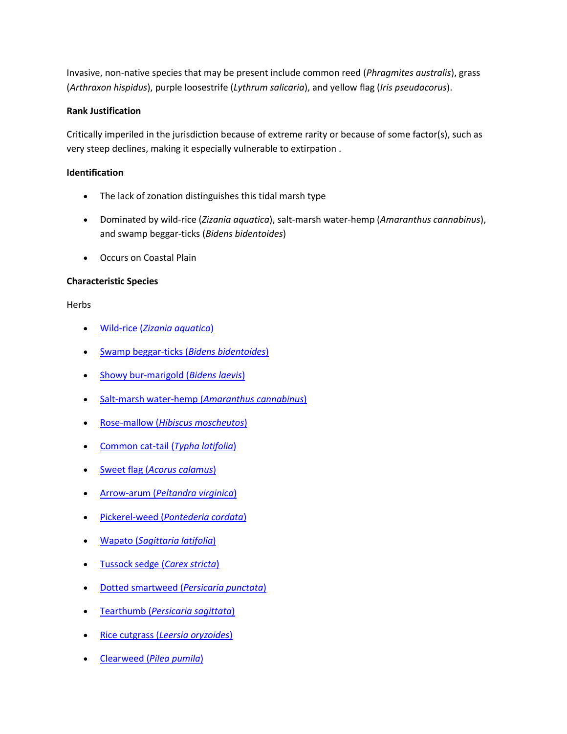Invasive, non-native species that may be present include common reed (*Phragmites australis*), grass (*Arthraxon hispidus*), purple loosestrife (*Lythrum salicaria*), and yellow flag (*Iris pseudacorus*).

**Rank Justification**

Critically imperiled in the jurisdiction because of extreme rarity or because of some factor(s), such as very steep declines, making it especially vulnerable to extirpation .

**Identification**

- The lack of zonation distinguishes this tidal marsh type
- Dominated by wild-rice (*Zizania aquatica*), salt-marsh water-hemp (*Amaranthus cannabinus*), and swamp beggar-ticks (*Bidens bidentoides*)
- Occurs on Coastal Plain

**Characteristic Species**

Herbs

- Wild-rice (*Zizania aquatica*)
- Swamp beggar-ticks (*Bidens bidentoides*)
- Showy bur-marigold (*Bidens laevis*)
- Salt-marsh water-hemp (*Amaranthus cannabinus*)
- Rose-mallow (*Hibiscus moscheutos*)
- Common cat-tail (*Typha latifolia*)
- Sweet flag (*Acorus calamus*)
- Arrow-arum (*Peltandra virginica*)
- Pickerel-weed (*Pontederia cordata*)
- Wapato (*Sagittaria latifolia*)
- Tussock sedge (*Carex stricta*)
- Dotted smartweed (*Persicaria punctata*)
- Tearthumb (*Persicaria sagittata*)
- Rice cutgrass (*Leersia oryzoides*)
- Clearweed (*Pilea pumila*)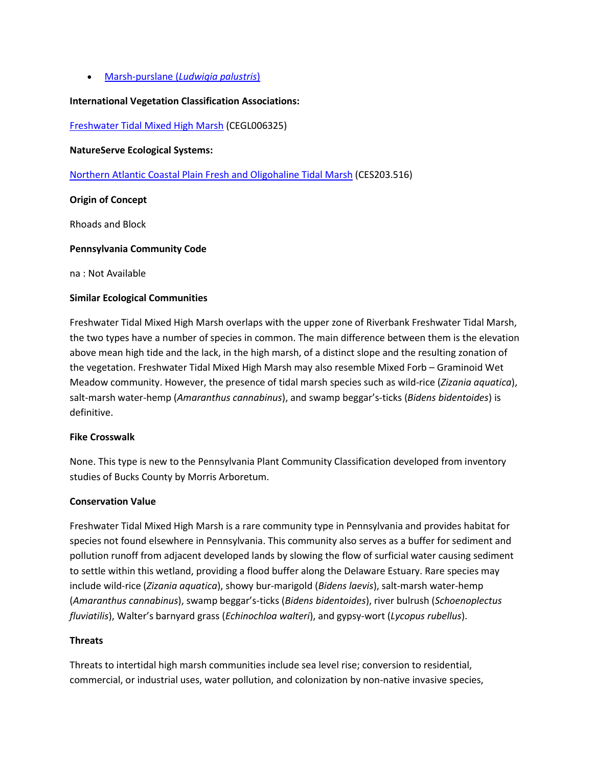- [Marsh-purslane (*Ludwigia palustris*)]()

**International Vegetation Classification Associations:**

[Freshwater Tidal Mixed High Marsh]() (CEGL006325)

**NatureServe Ecological Systems:**

[Northern Atlantic Coastal Plain Fresh and Oligohaline Tidal Marsh]() (CES203.516)

**Origin of Concept**

Rhoads and Block

**Pennsylvania Community Code**

na : Not Available

**Similar Ecological Communities**

Freshwater Tidal Mixed High Marsh overlaps with the upper zone of Riverbank Freshwater Tidal Marsh, the two types have a number of species in common. The main difference between them is the elevation above mean high tide and the lack, in the high marsh, of a distinct slope and the resulting zonation of the vegetation. Freshwater Tidal Mixed High Marsh may also resemble Mixed Forb – Graminoid Wet Meadow community. However, the presence of tidal marsh species such as wild-rice (*Zizania aquatica*), salt-marsh water-hemp (*Amaranthus cannabinus*), and swamp beggar's-ticks (*Bidens bidentoides*) is definitive.

**Fike Crosswalk**

None. This type is new to the Pennsylvania Plant Community Classification developed from inventory studies of Bucks County by Morris Arboretum.

**Conservation Value**

Freshwater Tidal Mixed High Marsh is a rare community type in Pennsylvania and provides habitat for species not found elsewhere in Pennsylvania. This community also serves as a buffer for sediment and pollution runoff from adjacent developed lands by slowing the flow of surficial water causing sediment to settle within this wetland, providing a flood buffer along the Delaware Estuary. Rare species may include wild-rice (*Zizania aquatica*), showy bur-marigold (*Bidens laevis*), salt-marsh water-hemp (*Amaranthus cannabinus*), swamp beggar's-ticks (*Bidens bidentoides*), river bulrush (*Schoenoplectus fluviatilis*), Walter's barnyard grass (*Echinochloa walteri*), and gypsy-wort (*Lycopus rubellus*).

**Threats**

Threats to intertidal high marsh communities include sea level rise; conversion to residential, commercial, or industrial uses, water pollution, and colonization by non-native invasive species,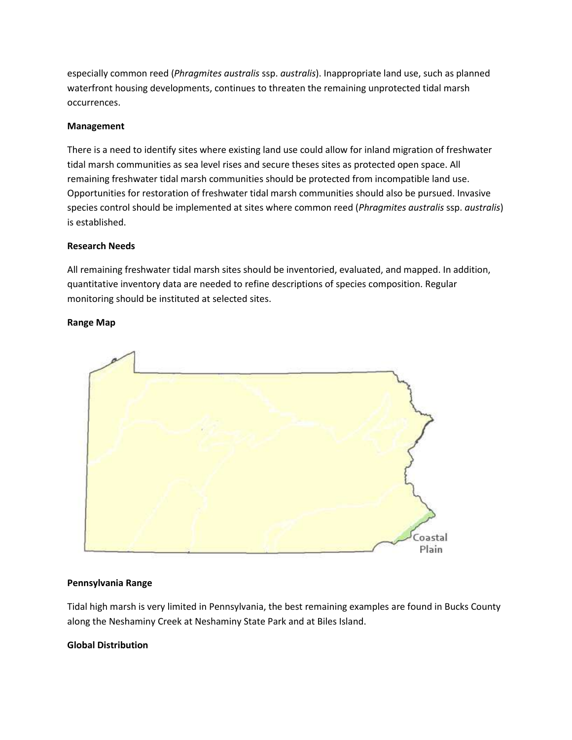especially common reed (*Phragmites australis* ssp. *australis*). Inappropriate land use, such as planned waterfront housing developments, continues to threaten the remaining unprotected tidal marsh occurrences.

**Management**

There is a need to identify sites where existing land use could allow for inland migration of freshwater tidal marsh communities as sea level rises and secure theses sites as protected open space. All remaining freshwater tidal marsh communities should be protected from incompatible land use. Opportunities for restoration of freshwater tidal marsh communities should also be pursued. Invasive species control should be implemented at sites where common reed (*Phragmites australis* ssp. *australis*) is established.

**Research Needs**

All remaining freshwater tidal marsh sites should be inventoried, evaluated, and mapped. In addition, quantitative inventory data are needed to refine descriptions of species composition. Regular monitoring should be instituted at selected sites.

**Range Map**

Coastal Plain

**Pennsylvania Range**

Tidal high marsh is very limited in Pennsylvania, the best remaining examples are found in Bucks County along the Neshaminy Creek at Neshaminy State Park and at Biles Island.

**Global Distribution**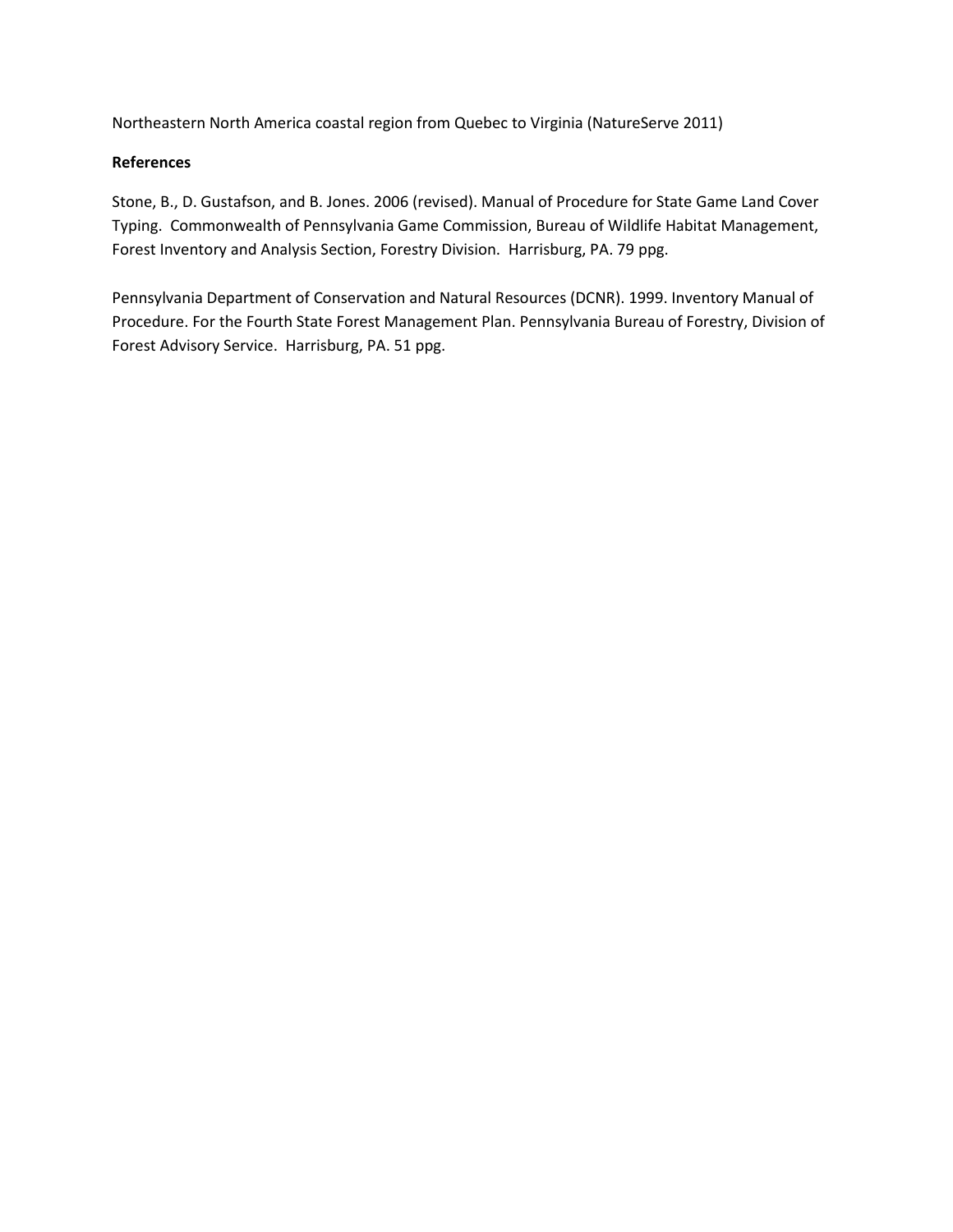Northeastern North America coastal region from Quebec to Virginia (NatureServe 2011)

**References**

Stone, B., D. Gustafson, and B. Jones. 2006 (revised). Manual of Procedure for State Game Land Cover Typing. Commonwealth of Pennsylvania Game Commission, Bureau of Wildlife Habitat Management, Forest Inventory and Analysis Section, Forestry Division. Harrisburg, PA. 79 ppg.

Pennsylvania Department of Conservation and Natural Resources (DCNR). 1999. Inventory Manual of Procedure. For the Fourth State Forest Management Plan. Pennsylvania Bureau of Forestry, Division of Forest Advisory Service. Harrisburg, PA. 51 ppg.